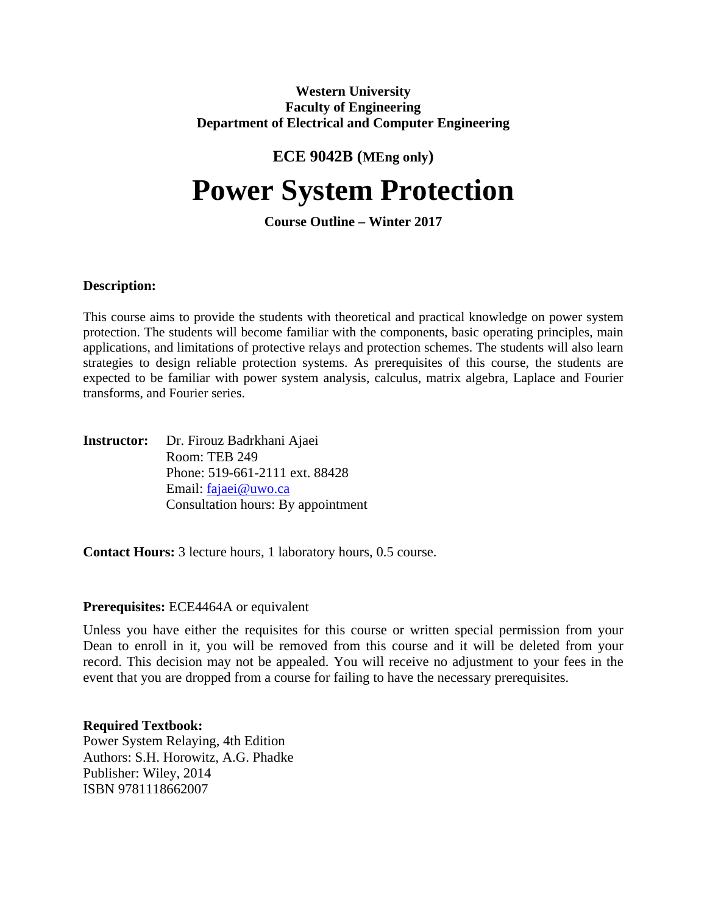**Western University**
**Faculty of Engineering**
**Department of Electrical and Computer Engineering**

## ECE 9042B (MEng only)

# Power System Protection

**Course Outline – Winter 2017**

**Description:**

This course aims to provide the students with theoretical and practical knowledge on power system protection. The students will become familiar with the components, basic operating principles, main applications, and limitations of protective relays and protection schemes. The students will also learn strategies to design reliable protection systems. As prerequisites of this course, the students are expected to be familiar with power system analysis, calculus, matrix algebra, Laplace and Fourier transforms, and Fourier series.

**Instructor:** Dr. Firouz Badrkhani Ajaei
Room: TEB 249
Phone: 519-661-2111 ext. 88428
Email: fajaei@uwo.ca
Consultation hours: By appointment

**Contact Hours:** 3 lecture hours, 1 laboratory hours, 0.5 course.

**Prerequisites:** ECE4464A or equivalent

Unless you have either the requisites for this course or written special permission from your Dean to enroll in it, you will be removed from this course and it will be deleted from your record. This decision may not be appealed. You will receive no adjustment to your fees in the event that you are dropped from a course for failing to have the necessary prerequisites.

**Required Textbook:**
Power System Relaying, 4th Edition
Authors: S.H. Horowitz, A.G. Phadke
Publisher: Wiley, 2014
ISBN 9781118662007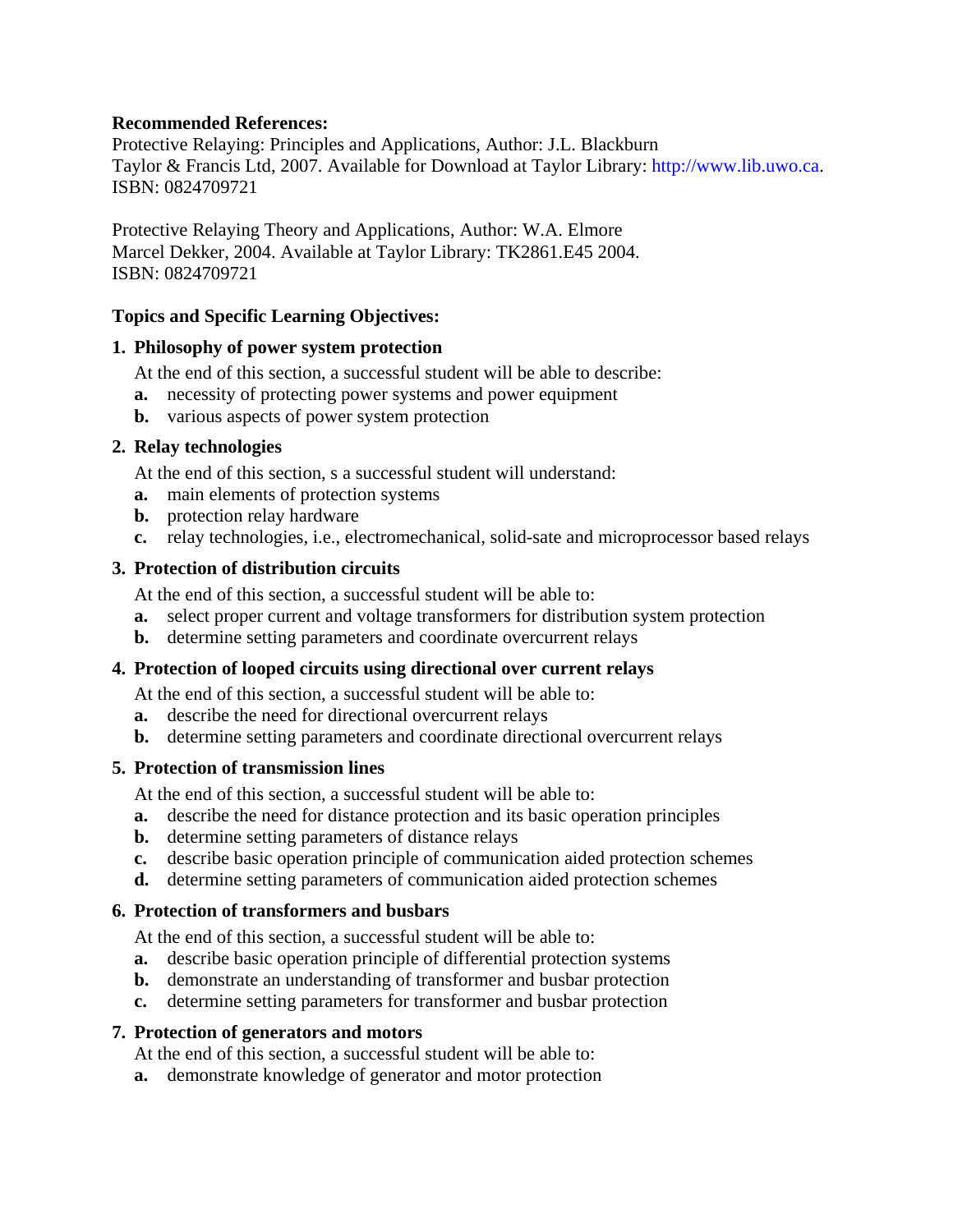**Recommended References:**

Protective Relaying: Principles and Applications, Author: J.L. Blackburn
Taylor & Francis Ltd, 2007. Available for Download at Taylor Library: http://www.lib.uwo.ca.
ISBN: 0824709721

Protective Relaying Theory and Applications, Author: W.A. Elmore
Marcel Dekker, 2004. Available at Taylor Library: TK2861.E45 2004.
ISBN: 0824709721

**Topics and Specific Learning Objectives:**

1. **Philosophy of power system protection**

   At the end of this section, a successful student will be able to describe:

   **a.** necessity of protecting power systems and power equipment
   **b.** various aspects of power system protection

2. **Relay technologies**

   At the end of this section, s a successful student will understand:

   **a.** main elements of protection systems
   **b.** protection relay hardware
   **c.** relay technologies, i.e., electromechanical, solid-sate and microprocessor based relays

3. **Protection of distribution circuits**

   At the end of this section, a successful student will be able to:

   **a.** select proper current and voltage transformers for distribution system protection
   **b.** determine setting parameters and coordinate overcurrent relays

4. **Protection of looped circuits using directional over current relays**

   At the end of this section, a successful student will be able to:

   **a.** describe the need for directional overcurrent relays
   **b.** determine setting parameters and coordinate directional overcurrent relays

5. **Protection of transmission lines**

   At the end of this section, a successful student will be able to:

   **a.** describe the need for distance protection and its basic operation principles
   **b.** determine setting parameters of distance relays
   **c.** describe basic operation principle of communication aided protection schemes
   **d.** determine setting parameters of communication aided protection schemes

6. **Protection of transformers and busbars**

   At the end of this section, a successful student will be able to:

   **a.** describe basic operation principle of differential protection systems
   **b.** demonstrate an understanding of transformer and busbar protection
   **c.** determine setting parameters for transformer and busbar protection

7. **Protection of generators and motors**

   At the end of this section, a successful student will be able to:

   **a.** demonstrate knowledge of generator and motor protection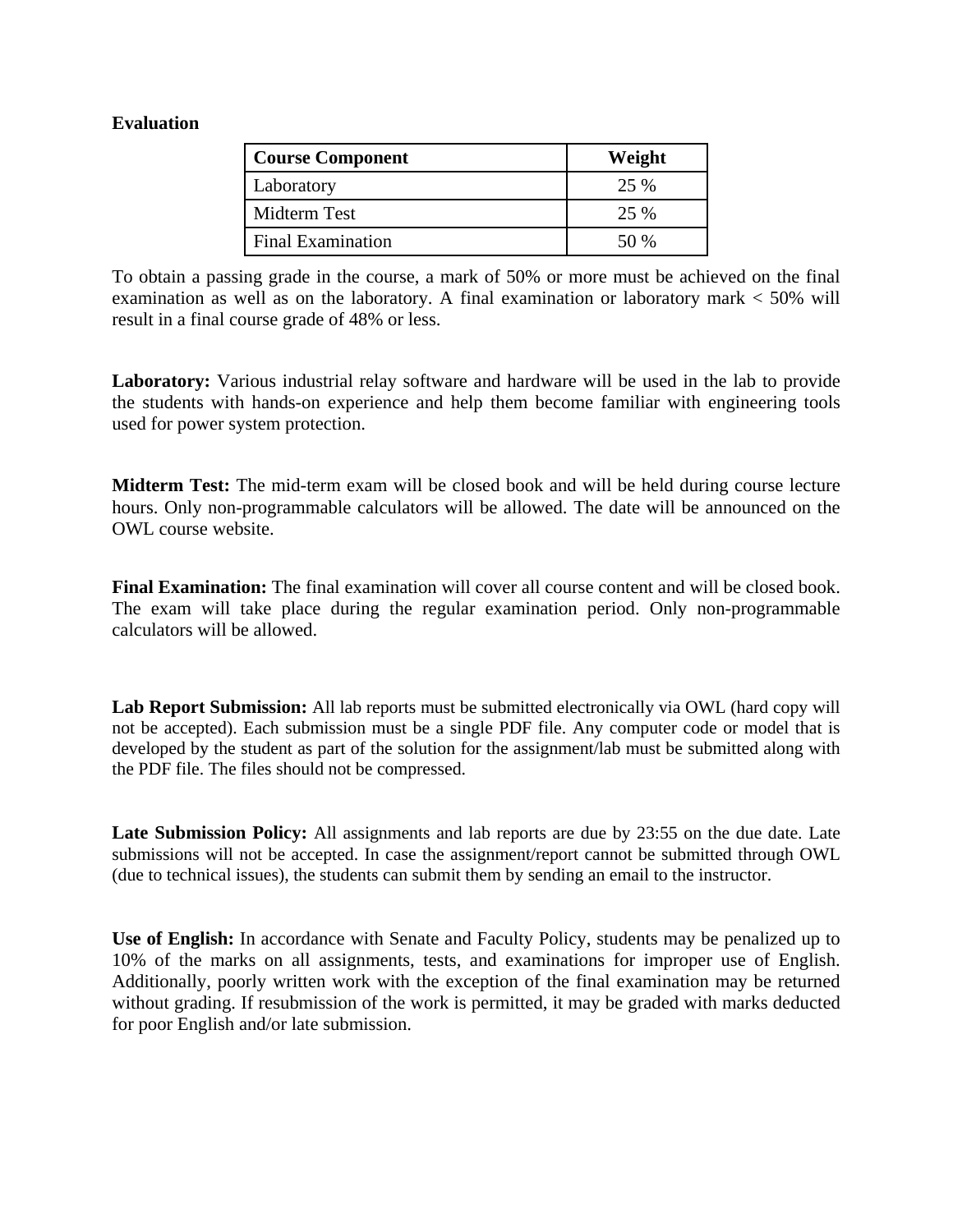**Evaluation**

| Course Component | Weight |
| --- | --- |
| Laboratory | 25 % |
| Midterm Test | 25 % |
| Final Examination | 50 % |

To obtain a passing grade in the course, a mark of 50% or more must be achieved on the final examination as well as on the laboratory. A final examination or laboratory mark < 50% will result in a final course grade of 48% or less.

**Laboratory:** Various industrial relay software and hardware will be used in the lab to provide the students with hands-on experience and help them become familiar with engineering tools used for power system protection.

**Midterm Test:** The mid-term exam will be closed book and will be held during course lecture hours. Only non-programmable calculators will be allowed. The date will be announced on the OWL course website.

**Final Examination:** The final examination will cover all course content and will be closed book. The exam will take place during the regular examination period. Only non-programmable calculators will be allowed.

**Lab Report Submission:** All lab reports must be submitted electronically via OWL (hard copy will not be accepted). Each submission must be a single PDF file. Any computer code or model that is developed by the student as part of the solution for the assignment/lab must be submitted along with the PDF file. The files should not be compressed.

**Late Submission Policy:** All assignments and lab reports are due by 23:55 on the due date. Late submissions will not be accepted. In case the assignment/report cannot be submitted through OWL (due to technical issues), the students can submit them by sending an email to the instructor.

**Use of English:** In accordance with Senate and Faculty Policy, students may be penalized up to 10% of the marks on all assignments, tests, and examinations for improper use of English. Additionally, poorly written work with the exception of the final examination may be returned without grading. If resubmission of the work is permitted, it may be graded with marks deducted for poor English and/or late submission.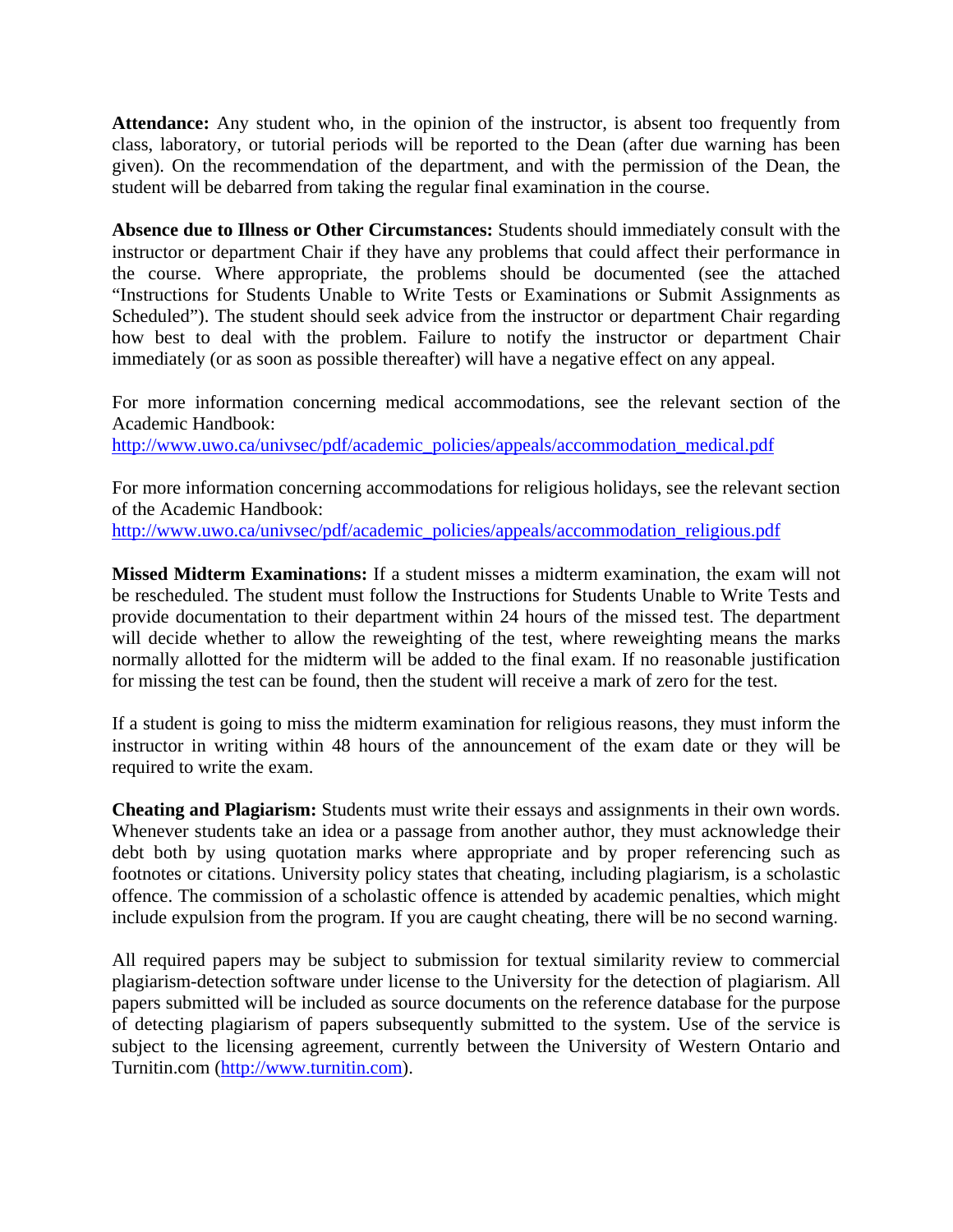**Attendance:** Any student who, in the opinion of the instructor, is absent too frequently from class, laboratory, or tutorial periods will be reported to the Dean (after due warning has been given). On the recommendation of the department, and with the permission of the Dean, the student will be debarred from taking the regular final examination in the course.

**Absence due to Illness or Other Circumstances:** Students should immediately consult with the instructor or department Chair if they have any problems that could affect their performance in the course. Where appropriate, the problems should be documented (see the attached "Instructions for Students Unable to Write Tests or Examinations or Submit Assignments as Scheduled"). The student should seek advice from the instructor or department Chair regarding how best to deal with the problem. Failure to notify the instructor or department Chair immediately (or as soon as possible thereafter) will have a negative effect on any appeal.

For more information concerning medical accommodations, see the relevant section of the Academic Handbook:
http://www.uwo.ca/univsec/pdf/academic_policies/appeals/accommodation_medical.pdf

For more information concerning accommodations for religious holidays, see the relevant section of the Academic Handbook:
http://www.uwo.ca/univsec/pdf/academic_policies/appeals/accommodation_religious.pdf

**Missed Midterm Examinations:** If a student misses a midterm examination, the exam will not be rescheduled. The student must follow the Instructions for Students Unable to Write Tests and provide documentation to their department within 24 hours of the missed test. The department will decide whether to allow the reweighting of the test, where reweighting means the marks normally allotted for the midterm will be added to the final exam. If no reasonable justification for missing the test can be found, then the student will receive a mark of zero for the test.

If a student is going to miss the midterm examination for religious reasons, they must inform the instructor in writing within 48 hours of the announcement of the exam date or they will be required to write the exam.

**Cheating and Plagiarism:** Students must write their essays and assignments in their own words. Whenever students take an idea or a passage from another author, they must acknowledge their debt both by using quotation marks where appropriate and by proper referencing such as footnotes or citations. University policy states that cheating, including plagiarism, is a scholastic offence. The commission of a scholastic offence is attended by academic penalties, which might include expulsion from the program. If you are caught cheating, there will be no second warning.

All required papers may be subject to submission for textual similarity review to commercial plagiarism-detection software under license to the University for the detection of plagiarism. All papers submitted will be included as source documents on the reference database for the purpose of detecting plagiarism of papers subsequently submitted to the system. Use of the service is subject to the licensing agreement, currently between the University of Western Ontario and Turnitin.com (http://www.turnitin.com).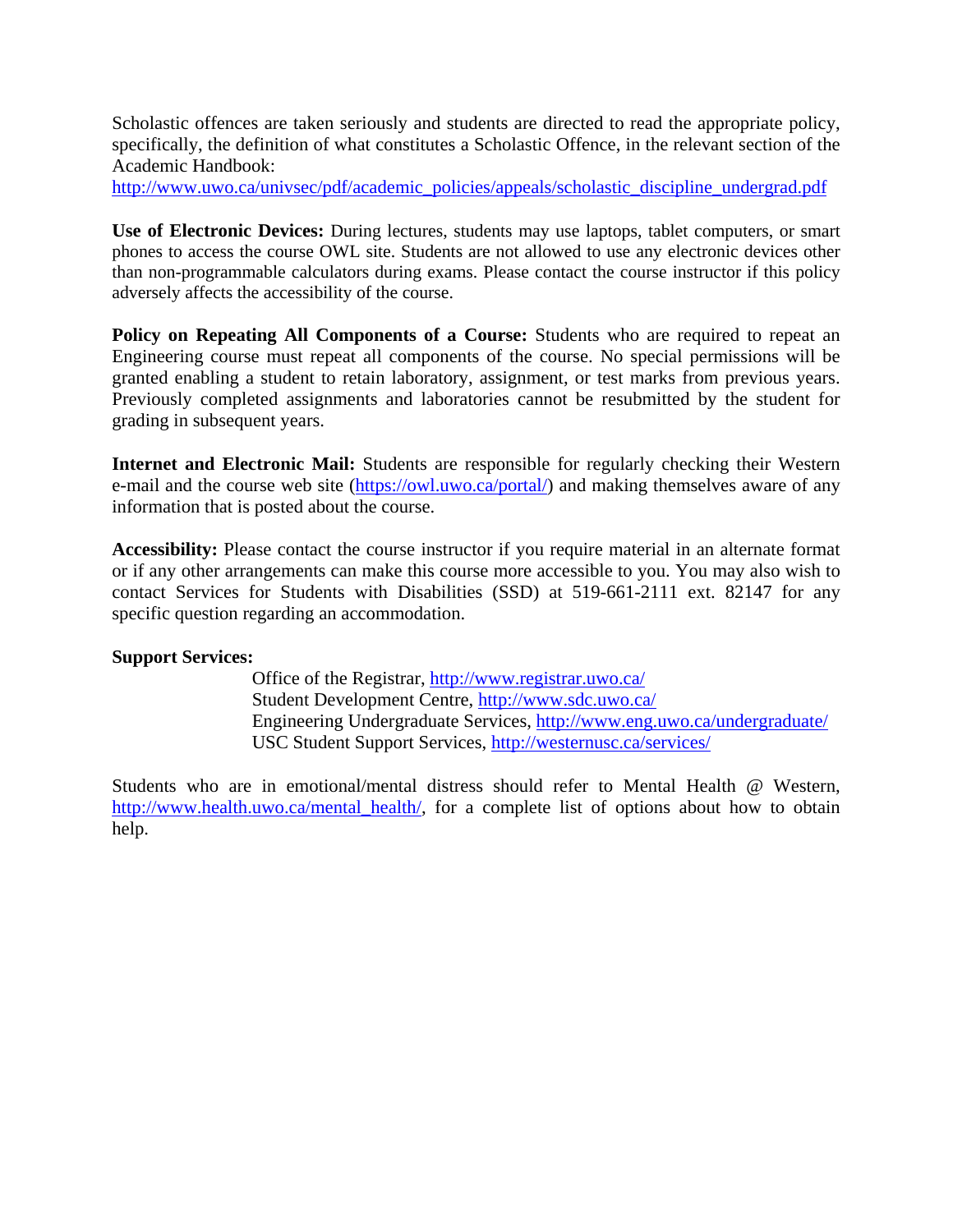Scholastic offences are taken seriously and students are directed to read the appropriate policy, specifically, the definition of what constitutes a Scholastic Offence, in the relevant section of the Academic Handbook:
http://www.uwo.ca/univsec/pdf/academic_policies/appeals/scholastic_discipline_undergrad.pdf

**Use of Electronic Devices:** During lectures, students may use laptops, tablet computers, or smart phones to access the course OWL site. Students are not allowed to use any electronic devices other than non-programmable calculators during exams. Please contact the course instructor if this policy adversely affects the accessibility of the course.

**Policy on Repeating All Components of a Course:** Students who are required to repeat an Engineering course must repeat all components of the course. No special permissions will be granted enabling a student to retain laboratory, assignment, or test marks from previous years. Previously completed assignments and laboratories cannot be resubmitted by the student for grading in subsequent years.

**Internet and Electronic Mail:** Students are responsible for regularly checking their Western e-mail and the course web site (https://owl.uwo.ca/portal/) and making themselves aware of any information that is posted about the course.

**Accessibility:** Please contact the course instructor if you require material in an alternate format or if any other arrangements can make this course more accessible to you. You may also wish to contact Services for Students with Disabilities (SSD) at 519-661-2111 ext. 82147 for any specific question regarding an accommodation.

**Support Services:**

Office of the Registrar, http://www.registrar.uwo.ca/
Student Development Centre, http://www.sdc.uwo.ca/
Engineering Undergraduate Services, http://www.eng.uwo.ca/undergraduate/
USC Student Support Services, http://westernusc.ca/services/

Students who are in emotional/mental distress should refer to Mental Health @ Western, http://www.health.uwo.ca/mental_health/, for a complete list of options about how to obtain help.